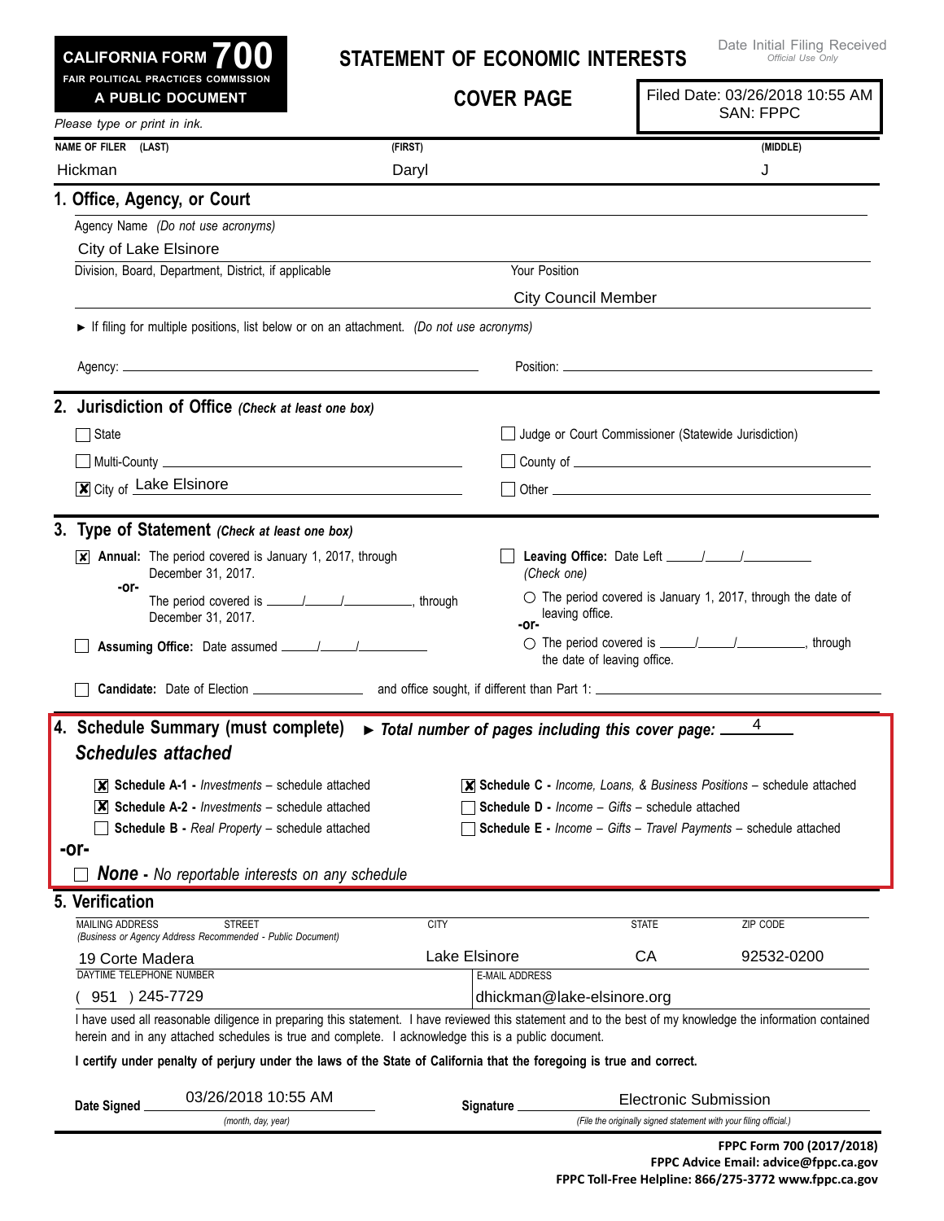**CALIFORNIA FORM 700**
**FAIR POLITICAL PRACTICES COMMISSION**
**A PUBLIC DOCUMENT**

# STATEMENT OF ECONOMIC INTERESTS

## COVER PAGE

Date Initial Filing Received
*Official Use Only*

Filed Date: 03/26/2018 10:55 AM
SAN: FPPC

*Please type or print in ink.*

| NAME OF FILER (LAST) | (FIRST) | (MIDDLE) |
|---|---|---|
| Hickman | Daryl | J |

### 1. Office, Agency, or Court

Agency Name *(Do not use acronyms)*

City of Lake Elsinore

Division, Board, Department, District, if applicable

Your Position: City Council Member

► If filing for multiple positions, list below or on an attachment. *(Do not use acronyms)*

Agency: ______________________ Position: ______________________

### 2. Jurisdiction of Office *(Check at least one box)*

- ☐ State
- ☐ Multi-County ______________________
- ☒ City of Lake Elsinore
- ☐ Judge or Court Commissioner (Statewide Jurisdiction)
- ☐ County of ______________________
- ☐ Other ______________________

### 3. Type of Statement *(Check at least one box)*

☒ **Annual:** The period covered is January 1, 2017, through December 31, 2017.

**-or-**

The period covered is ____/____/________, through December 31, 2017.

☐ **Assuming Office:** Date assumed ____/____/________

☐ **Leaving Office:** Date Left ____/____/________
*(Check one)*

○ The period covered is January 1, 2017, through the date of leaving office.

**-or-**

○ The period covered is ____/____/________, through the date of leaving office.

☐ **Candidate:** Date of Election ____________ and office sought, if different than Part 1: ____________

### 4. Schedule Summary (must complete) ► *Total number of pages including this cover page:* 4

***Schedules attached***

- ☒ **Schedule A-1 -** *Investments* – schedule attached
- ☒ **Schedule A-2 -** *Investments* – schedule attached
- ☐ **Schedule B -** *Real Property* – schedule attached
- ☒ **Schedule C -** *Income, Loans, & Business Positions* – schedule attached
- ☐ **Schedule D -** *Income – Gifts* – schedule attached
- ☐ **Schedule E -** *Income – Gifts – Travel Payments* – schedule attached

**-or-**

☐ ***None** - No reportable interests on any schedule*

### 5. Verification

| MAILING ADDRESS STREET *(Business or Agency Address Recommended - Public Document)* | CITY | STATE | ZIP CODE |
|---|---|---|---|
| 19 Corte Madera | Lake Elsinore | CA | 92532-0200 |

| DAYTIME TELEPHONE NUMBER | E-MAIL ADDRESS |
|---|---|
| ( 951 ) 245-7729 | dhickman@lake-elsinore.org |

I have used all reasonable diligence in preparing this statement. I have reviewed this statement and to the best of my knowledge the information contained herein and in any attached schedules is true and complete. I acknowledge this is a public document.

**I certify under penalty of perjury under the laws of the State of California that the foregoing is true and correct.**

**Date Signed** 03/26/2018 10:55 AM *(month, day, year)*

**Signature** Electronic Submission *(File the originally signed statement with your filing official.)*

**FPPC Form 700 (2017/2018)**
**FPPC Advice Email: advice@fppc.ca.gov**
**FPPC Toll-Free Helpline: 866/275-3772 www.fppc.ca.gov**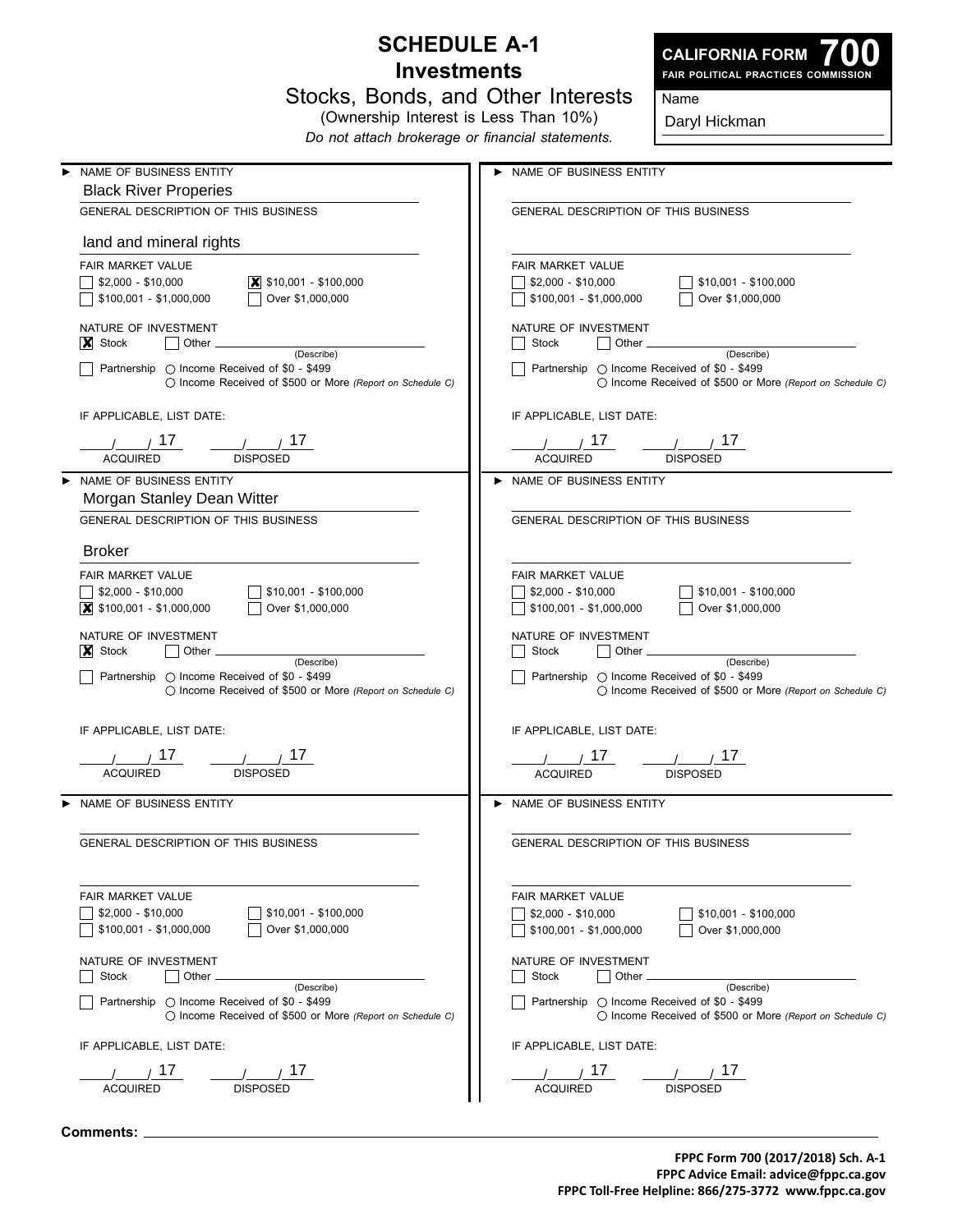# SCHEDULE A-1
## Investments
### Stocks, Bonds, and Other Interests
(Ownership Interest is Less Than 10%)

*Do not attach brokerage or financial statements.*

**CALIFORNIA FORM 700**
**FAIR POLITICAL PRACTICES COMMISSION**

Name: Daryl Hickman

---

► NAME OF BUSINESS ENTITY
Black River Properies

GENERAL DESCRIPTION OF THIS BUSINESS
land and mineral rights

FAIR MARKET VALUE
- [ ] $2,000 - $10,000
- [x] $10,001 - $100,000
- [ ] $100,001 - $1,000,000
- [ ] Over $1,000,000

NATURE OF INVESTMENT
- [x] Stock
- [ ] Other ______ (Describe)
- [ ] Partnership ○ Income Received of $0 - $499 ○ Income Received of $500 or More *(Report on Schedule C)*

IF APPLICABLE, LIST DATE:
___/___/ 17 ACQUIRED ___/___/ 17 DISPOSED

---

► NAME OF BUSINESS ENTITY
Morgan Stanley Dean Witter

GENERAL DESCRIPTION OF THIS BUSINESS
Broker

FAIR MARKET VALUE
- [ ] $2,000 - $10,000
- [ ] $10,001 - $100,000
- [x] $100,001 - $1,000,000
- [ ] Over $1,000,000

NATURE OF INVESTMENT
- [x] Stock
- [ ] Other ______ (Describe)
- [ ] Partnership ○ Income Received of $0 - $499 ○ Income Received of $500 or More *(Report on Schedule C)*

IF APPLICABLE, LIST DATE:
___/___/ 17 ACQUIRED ___/___/ 17 DISPOSED

---

► NAME OF BUSINESS ENTITY

GENERAL DESCRIPTION OF THIS BUSINESS

FAIR MARKET VALUE
- [ ] $2,000 - $10,000
- [ ] $10,001 - $100,000
- [ ] $100,001 - $1,000,000
- [ ] Over $1,000,000

NATURE OF INVESTMENT
- [ ] Stock
- [ ] Other ______ (Describe)
- [ ] Partnership ○ Income Received of $0 - $499 ○ Income Received of $500 or More *(Report on Schedule C)*

IF APPLICABLE, LIST DATE:
___/___/ 17 ACQUIRED ___/___/ 17 DISPOSED

---

► NAME OF BUSINESS ENTITY

GENERAL DESCRIPTION OF THIS BUSINESS

FAIR MARKET VALUE
- [ ] $2,000 - $10,000
- [ ] $10,001 - $100,000
- [ ] $100,001 - $1,000,000
- [ ] Over $1,000,000

NATURE OF INVESTMENT
- [ ] Stock
- [ ] Other ______ (Describe)
- [ ] Partnership ○ Income Received of $0 - $499 ○ Income Received of $500 or More *(Report on Schedule C)*

IF APPLICABLE, LIST DATE:
___/___/ 17 ACQUIRED ___/___/ 17 DISPOSED

---

► NAME OF BUSINESS ENTITY

GENERAL DESCRIPTION OF THIS BUSINESS

FAIR MARKET VALUE
- [ ] $2,000 - $10,000
- [ ] $10,001 - $100,000
- [ ] $100,001 - $1,000,000
- [ ] Over $1,000,000

NATURE OF INVESTMENT
- [ ] Stock
- [ ] Other ______ (Describe)
- [ ] Partnership ○ Income Received of $0 - $499 ○ Income Received of $500 or More *(Report on Schedule C)*

IF APPLICABLE, LIST DATE:
___/___/ 17 ACQUIRED ___/___/ 17 DISPOSED

---

► NAME OF BUSINESS ENTITY

GENERAL DESCRIPTION OF THIS BUSINESS

FAIR MARKET VALUE
- [ ] $2,000 - $10,000
- [ ] $10,001 - $100,000
- [ ] $100,001 - $1,000,000
- [ ] Over $1,000,000

NATURE OF INVESTMENT
- [ ] Stock
- [ ] Other ______ (Describe)
- [ ] Partnership ○ Income Received of $0 - $499 ○ Income Received of $500 or More *(Report on Schedule C)*

IF APPLICABLE, LIST DATE:
___/___/ 17 ACQUIRED ___/___/ 17 DISPOSED

---

**Comments:** ______

**FPPC Form 700 (2017/2018) Sch. A-1**
**FPPC Advice Email: advice@fppc.ca.gov**
**FPPC Toll-Free Helpline: 866/275-3772 www.fppc.ca.gov**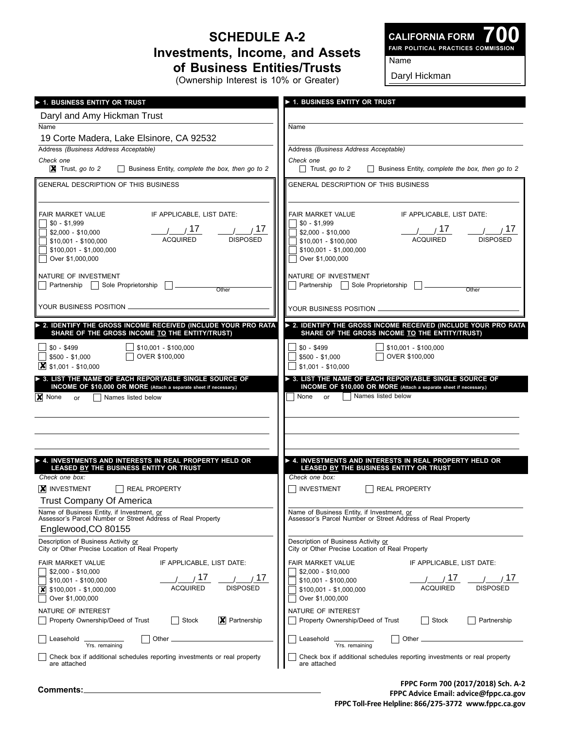# SCHEDULE A-2
## Investments, Income, and Assets of Business Entities/Trusts
(Ownership Interest is 10% or Greater)

**CALIFORNIA FORM 700**
**FAIR POLITICAL PRACTICES COMMISSION**

Name: Daryl Hickman

---

### ► 1. BUSINESS ENTITY OR TRUST

Name: Daryl and Amy Hickman Trust

Address *(Business Address Acceptable)*: 19 Corte Madera, Lake Elsinore, CA 92532

*Check one*
- [x] Trust, *go to 2*
- [ ] Business Entity, *complete the box, then go to 2*

GENERAL DESCRIPTION OF THIS BUSINESS: 

FAIR MARKET VALUE
- [ ] $0 - $1,999
- [ ] $2,000 - $10,000
- [ ] $10,001 - $100,000
- [ ] $100,001 - $1,000,000
- [ ] Over $1,000,000

IF APPLICABLE, LIST DATE: \_\_/\_\_/17 ACQUIRED \_\_/\_\_/17 DISPOSED

NATURE OF INVESTMENT
- [ ] Partnership
- [ ] Sole Proprietorship
- [ ] Other

YOUR BUSINESS POSITION: 

### ► 2. IDENTIFY THE GROSS INCOME RECEIVED (INCLUDE YOUR PRO RATA SHARE OF THE GROSS INCOME TO THE ENTITY/TRUST)

- [ ] $0 - $499
- [ ] $500 - $1,000
- [x] $1,001 - $10,000
- [ ] $10,001 - $100,000
- [ ] OVER $100,000

### ► 3. LIST THE NAME OF EACH REPORTABLE SINGLE SOURCE OF INCOME OF $10,000 OR MORE (Attach a separate sheet if necessary.)

- [x] None or
- [ ] Names listed below

### ► 4. INVESTMENTS AND INTERESTS IN REAL PROPERTY HELD OR LEASED BY THE BUSINESS ENTITY OR TRUST

*Check one box:*
- [x] INVESTMENT
- [ ] REAL PROPERTY

Name of Business Entity, if Investment, or Assessor's Parcel Number or Street Address of Real Property: Trust Company Of America

Description of Business Activity or City or Other Precise Location of Real Property: Englewood,CO 80155

FAIR MARKET VALUE
- [ ] $2,000 - $10,000
- [ ] $10,001 - $100,000
- [x] $100,001 - $1,000,000
- [ ] Over $1,000,000

IF APPLICABLE, LIST DATE: \_\_/\_\_/17 ACQUIRED \_\_/\_\_/17 DISPOSED

NATURE OF INTEREST
- [ ] Property Ownership/Deed of Trust
- [ ] Stock
- [x] Partnership
- [ ] Leasehold \_\_\_\_ Yrs. remaining
- [ ] Other

- [ ] Check box if additional schedules reporting investments or real property are attached

---

### ► 1. BUSINESS ENTITY OR TRUST

Name: 

Address *(Business Address Acceptable)*: 

*Check one*
- [ ] Trust, *go to 2*
- [ ] Business Entity, *complete the box, then go to 2*

GENERAL DESCRIPTION OF THIS BUSINESS: 

FAIR MARKET VALUE
- [ ] $0 - $1,999
- [ ] $2,000 - $10,000
- [ ] $10,001 - $100,000
- [ ] $100,001 - $1,000,000
- [ ] Over $1,000,000

IF APPLICABLE, LIST DATE: \_\_/\_\_/17 ACQUIRED \_\_/\_\_/17 DISPOSED

NATURE OF INVESTMENT
- [ ] Partnership
- [ ] Sole Proprietorship
- [ ] Other

YOUR BUSINESS POSITION: 

### ► 2. IDENTIFY THE GROSS INCOME RECEIVED (INCLUDE YOUR PRO RATA SHARE OF THE GROSS INCOME TO THE ENTITY/TRUST)

- [ ] $0 - $499
- [ ] $500 - $1,000
- [ ] $1,001 - $10,000
- [ ] $10,001 - $100,000
- [ ] OVER $100,000

### ► 3. LIST THE NAME OF EACH REPORTABLE SINGLE SOURCE OF INCOME OF $10,000 OR MORE (Attach a separate sheet if necessary.)

- [ ] None or
- [ ] Names listed below

### ► 4. INVESTMENTS AND INTERESTS IN REAL PROPERTY HELD OR LEASED BY THE BUSINESS ENTITY OR TRUST

*Check one box:*
- [ ] INVESTMENT
- [ ] REAL PROPERTY

Name of Business Entity, if Investment, or Assessor's Parcel Number or Street Address of Real Property: 

Description of Business Activity or City or Other Precise Location of Real Property: 

FAIR MARKET VALUE
- [ ] $2,000 - $10,000
- [ ] $10,001 - $100,000
- [ ] $100,001 - $1,000,000
- [ ] Over $1,000,000

IF APPLICABLE, LIST DATE: \_\_/\_\_/17 ACQUIRED \_\_/\_\_/17 DISPOSED

NATURE OF INTEREST
- [ ] Property Ownership/Deed of Trust
- [ ] Stock
- [ ] Partnership
- [ ] Leasehold \_\_\_\_ Yrs. remaining
- [ ] Other

- [ ] Check box if additional schedules reporting investments or real property are attached

---

**Comments:** 

**FPPC Form 700 (2017/2018) Sch. A-2**
**FPPC Advice Email: advice@fppc.ca.gov**
**FPPC Toll-Free Helpline: 866/275-3772 www.fppc.ca.gov**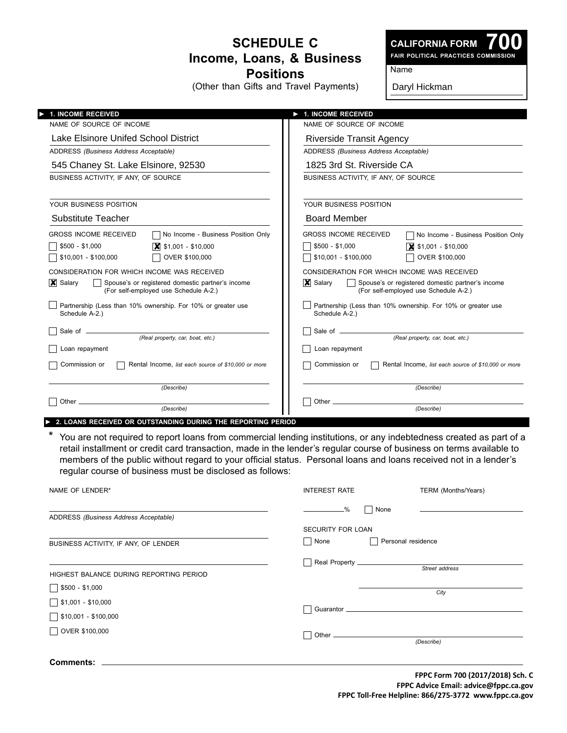# SCHEDULE C
## Income, Loans, & Business Positions
(Other than Gifts and Travel Payments)

**CALIFORNIA FORM 700**
**FAIR POLITICAL PRACTICES COMMISSION**

Name
Daryl Hickman

### ► 1. INCOME RECEIVED

NAME OF SOURCE OF INCOME
Lake Elsinore Unifed School District

ADDRESS *(Business Address Acceptable)*
545 Chaney St. Lake Elsinore, 92530

BUSINESS ACTIVITY, IF ANY, OF SOURCE

YOUR BUSINESS POSITION
Substitute Teacher

GROSS INCOME RECEIVED
- [ ] No Income - Business Position Only
- [ ] $500 - $1,000
- [X] $1,001 - $10,000
- [ ] $10,001 - $100,000
- [ ] OVER $100,000

CONSIDERATION FOR WHICH INCOME WAS RECEIVED
- [X] Salary
- [ ] Spouse's or registered domestic partner's income (For self-employed use Schedule A-2.)
- [ ] Partnership (Less than 10% ownership. For 10% or greater use Schedule A-2.)
- [ ] Sale of ______ *(Real property, car, boat, etc.)*
- [ ] Loan repayment
- [ ] Commission or [ ] Rental Income, *list each source of $10,000 or more*

  ______ *(Describe)*
- [ ] Other ______ *(Describe)*

### ► 1. INCOME RECEIVED

NAME OF SOURCE OF INCOME
Riverside Transit Agency

ADDRESS *(Business Address Acceptable)*
1825 3rd St. Riverside CA

BUSINESS ACTIVITY, IF ANY, OF SOURCE

YOUR BUSINESS POSITION
Board Member

GROSS INCOME RECEIVED
- [ ] No Income - Business Position Only
- [ ] $500 - $1,000
- [X] $1,001 - $10,000
- [ ] $10,001 - $100,000
- [ ] OVER $100,000

CONSIDERATION FOR WHICH INCOME WAS RECEIVED
- [X] Salary
- [ ] Spouse's or registered domestic partner's income (For self-employed use Schedule A-2.)
- [ ] Partnership (Less than 10% ownership. For 10% or greater use Schedule A-2.)
- [ ] Sale of ______ *(Real property, car, boat, etc.)*
- [ ] Loan repayment
- [ ] Commission or [ ] Rental Income, *list each source of $10,000 or more*

  ______ *(Describe)*
- [ ] Other ______ *(Describe)*

### ► 2. LOANS RECEIVED OR OUTSTANDING DURING THE REPORTING PERIOD

\* You are not required to report loans from commercial lending institutions, or any indebtedness created as part of a retail installment or credit card transaction, made in the lender's regular course of business on terms available to members of the public without regard to your official status. Personal loans and loans received not in a lender's regular course of business must be disclosed as follows:

NAME OF LENDER*

ADDRESS *(Business Address Acceptable)*

BUSINESS ACTIVITY, IF ANY, OF LENDER

HIGHEST BALANCE DURING REPORTING PERIOD
- [ ] $500 - $1,000
- [ ] $1,001 - $10,000
- [ ] $10,001 - $100,000
- [ ] OVER $100,000

INTEREST RATE
______% [ ] None

TERM (Months/Years)

SECURITY FOR LOAN
- [ ] None
- [ ] Personal residence
- [ ] Real Property ______ *Street address*

  ______ *City*
- [ ] Guarantor ______
- [ ] Other ______ *(Describe)*

**Comments:** ______

**FPPC Form 700 (2017/2018) Sch. C**
**FPPC Advice Email: advice@fppc.ca.gov**
**FPPC Toll-Free Helpline: 866/275-3772 www.fppc.ca.gov**